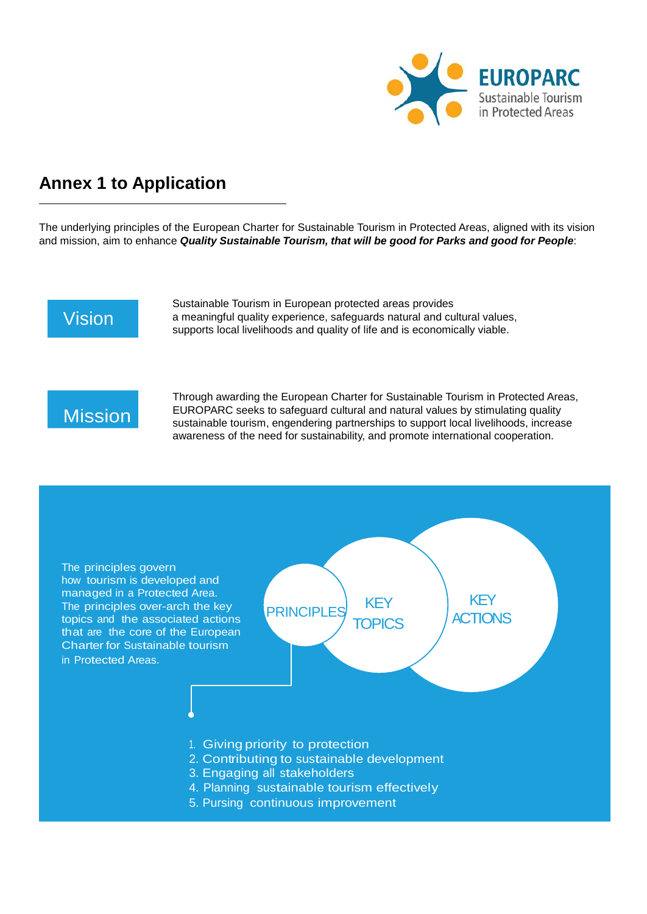EUROPARC
Sustainable Tourism
in Protected Areas

# Annex 1 to Application

The underlying principles of the European Charter for Sustainable Tourism in Protected Areas, aligned with its vision and mission, aim to enhance ***Quality Sustainable Tourism, that will be good for Parks and good for People***:

**Vision**

Sustainable Tourism in European protected areas provides a meaningful quality experience, safeguards natural and cultural values, supports local livelihoods and quality of life and is economically viable.

**Mission**

Through awarding the European Charter for Sustainable Tourism in Protected Areas, EUROPARC seeks to safeguard cultural and natural values by stimulating quality sustainable tourism, engendering partnerships to support local livelihoods, increase awareness of the need for sustainability, and promote international cooperation.

The principles govern how tourism is developed and managed in a Protected Area. The principles over-arch the key topics and the associated actions that are the core of the European Charter for Sustainable tourism in Protected Areas.

PRINCIPLES — KEY TOPICS — KEY ACTIONS

1. Giving priority to protection
2. Contributing to sustainable development
3. Engaging all stakeholders
4. Planning sustainable tourism effectively
5. Pursing continuous improvement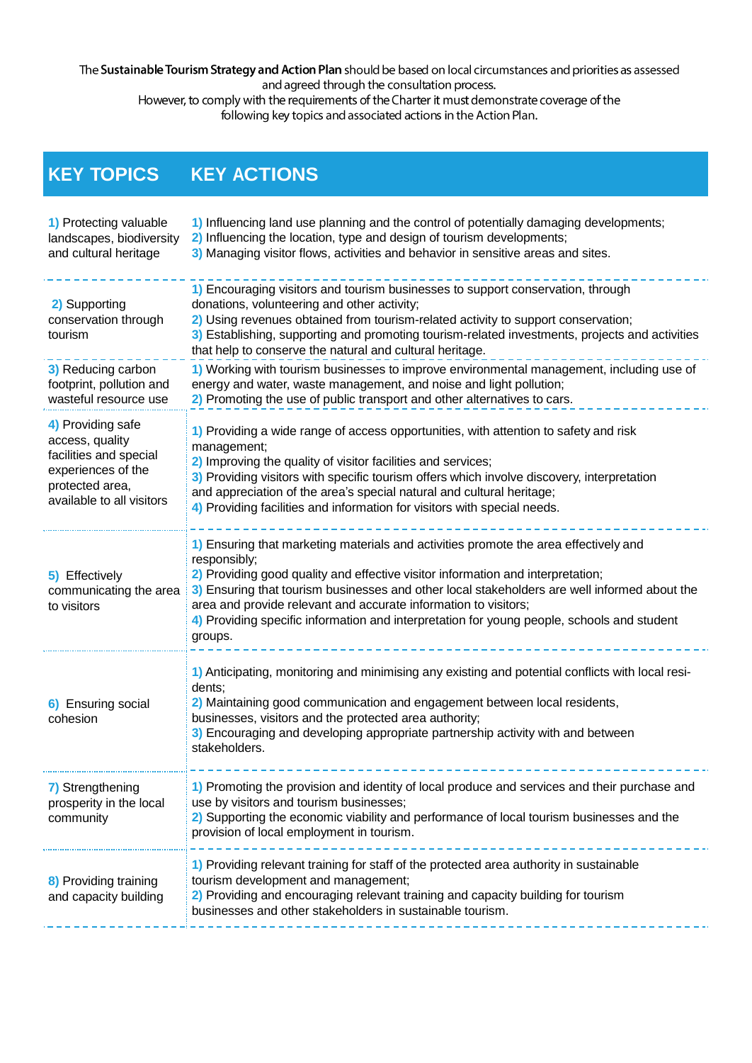The **Sustainable Tourism Strategy and Action Plan** should be based on local circumstances and priorities as assessed and agreed through the consultation process.
However, to comply with the requirements of the Charter it must demonstrate coverage of the following key topics and associated actions in the Action Plan.

| KEY TOPICS | KEY ACTIONS |
|---|---|
| 1) Protecting valuable landscapes, biodiversity and cultural heritage | 1) Influencing land use planning and the control of potentially damaging developments;<br>2) Influencing the location, type and design of tourism developments;<br>3) Managing visitor flows, activities and behavior in sensitive areas and sites. |
| 2) Supporting conservation through tourism | 1) Encouraging visitors and tourism businesses to support conservation, through donations, volunteering and other activity;<br>2) Using revenues obtained from tourism-related activity to support conservation;<br>3) Establishing, supporting and promoting tourism-related investments, projects and activities that help to conserve the natural and cultural heritage. |
| 3) Reducing carbon footprint, pollution and wasteful resource use | 1) Working with tourism businesses to improve environmental management, including use of energy and water, waste management, and noise and light pollution;<br>2) Promoting the use of public transport and other alternatives to cars. |
| 4) Providing safe access, quality facilities and special experiences of the protected area, available to all visitors | 1) Providing a wide range of access opportunities, with attention to safety and risk management;<br>2) Improving the quality of visitor facilities and services;<br>3) Providing visitors with specific tourism offers which involve discovery, interpretation and appreciation of the area's special natural and cultural heritage;<br>4) Providing facilities and information for visitors with special needs. |
| 5) Effectively communicating the area to visitors | 1) Ensuring that marketing materials and activities promote the area effectively and responsibly;<br>2) Providing good quality and effective visitor information and interpretation;<br>3) Ensuring that tourism businesses and other local stakeholders are well informed about the area and provide relevant and accurate information to visitors;<br>4) Providing specific information and interpretation for young people, schools and student groups. |
| 6) Ensuring social cohesion | 1) Anticipating, monitoring and minimising any existing and potential conflicts with local residents;<br>2) Maintaining good communication and engagement between local residents, businesses, visitors and the protected area authority;<br>3) Encouraging and developing appropriate partnership activity with and between stakeholders. |
| 7) Strengthening prosperity in the local community | 1) Promoting the provision and identity of local produce and services and their purchase and use by visitors and tourism businesses;<br>2) Supporting the economic viability and performance of local tourism businesses and the provision of local employment in tourism. |
| 8) Providing training and capacity building | 1) Providing relevant training for staff of the protected area authority in sustainable tourism development and management;<br>2) Providing and encouraging relevant training and capacity building for tourism businesses and other stakeholders in sustainable tourism. |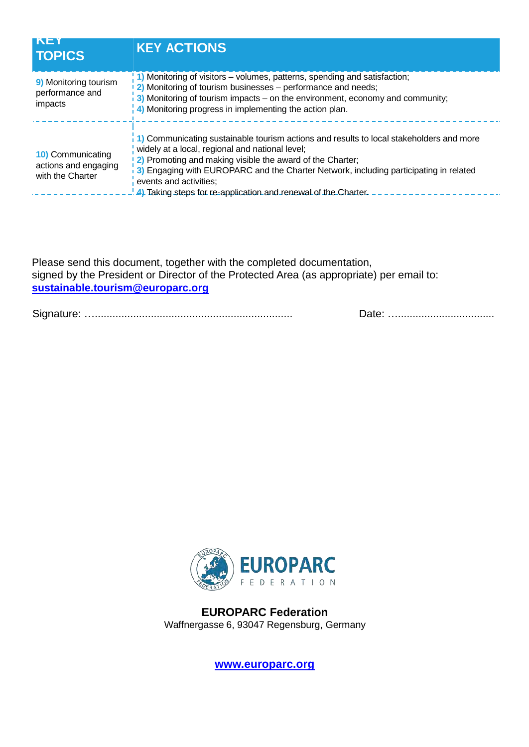| KEY TOPICS | KEY ACTIONS |
| --- | --- |
| 9) Monitoring tourism performance and impacts | 1) Monitoring of visitors – volumes, patterns, spending and satisfaction;<br>2) Monitoring of tourism businesses – performance and needs;<br>3) Monitoring of tourism impacts – on the environment, economy and community;<br>4) Monitoring progress in implementing the action plan. |
| 10) Communicating actions and engaging with the Charter | 1) Communicating sustainable tourism actions and results to local stakeholders and more widely at a local, regional and national level;<br>2) Promoting and making visible the award of the Charter;<br>3) Engaging with EUROPARC and the Charter Network, including participating in related events and activities;<br>4) Taking steps for re-application and renewal of the Charter. |

Please send this document, together with the completed documentation, signed by the President or Director of the Protected Area (as appropriate) per email to: **sustainable.tourism@europarc.org**

Signature: ………………………………………………………… Date: ………………………………

EUROPARC FEDERATION

**EUROPARC Federation**
Waffnergasse 6, 93047 Regensburg, Germany

**www.europarc.org**